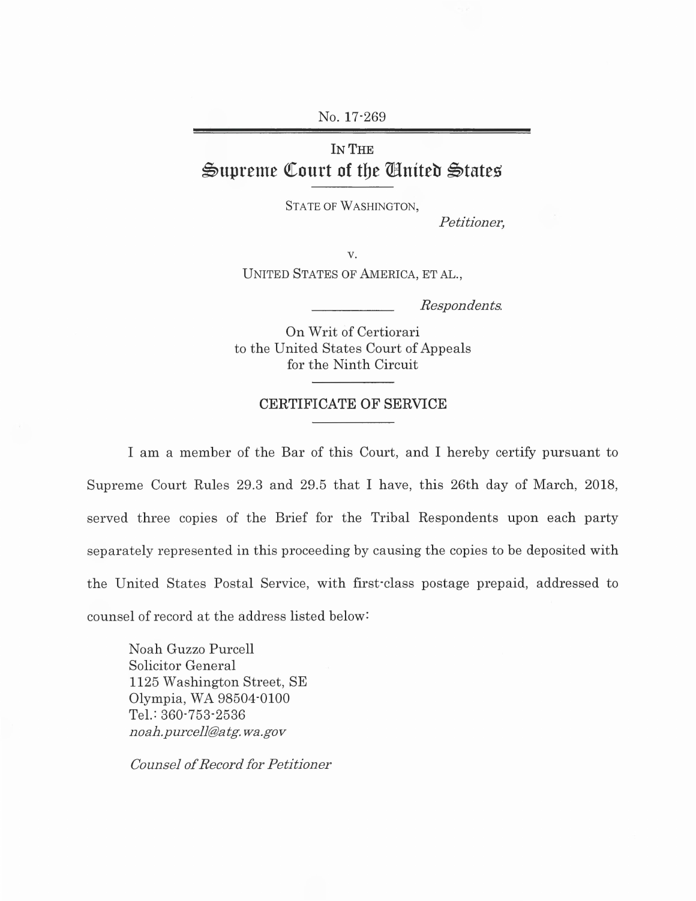No. 17-269

IN THE

# Supreme Court of the United States

STATE OF WASHINGTON,

*Petitioner,*

v.

UNITED STATES OF AMERICA, ET AL.,

*Respondents.*

On Writ of Certiorari
to the United States Court of Appeals
for the Ninth Circuit

## CERTIFICATE OF SERVICE

I am a member of the Bar of this Court, and I hereby certify pursuant to Supreme Court Rules 29.3 and 29.5 that I have, this 26th day of March, 2018, served three copies of the Brief for the Tribal Respondents upon each party separately represented in this proceeding by causing the copies to be deposited with the United States Postal Service, with first-class postage prepaid, addressed to counsel of record at the address listed below:

Noah Guzzo Purcell
Solicitor General
1125 Washington Street, SE
Olympia, WA 98504-0100
Tel.: 360-753-2536
*noah.purcell@atg.wa.gov*

*Counsel of Record for Petitioner*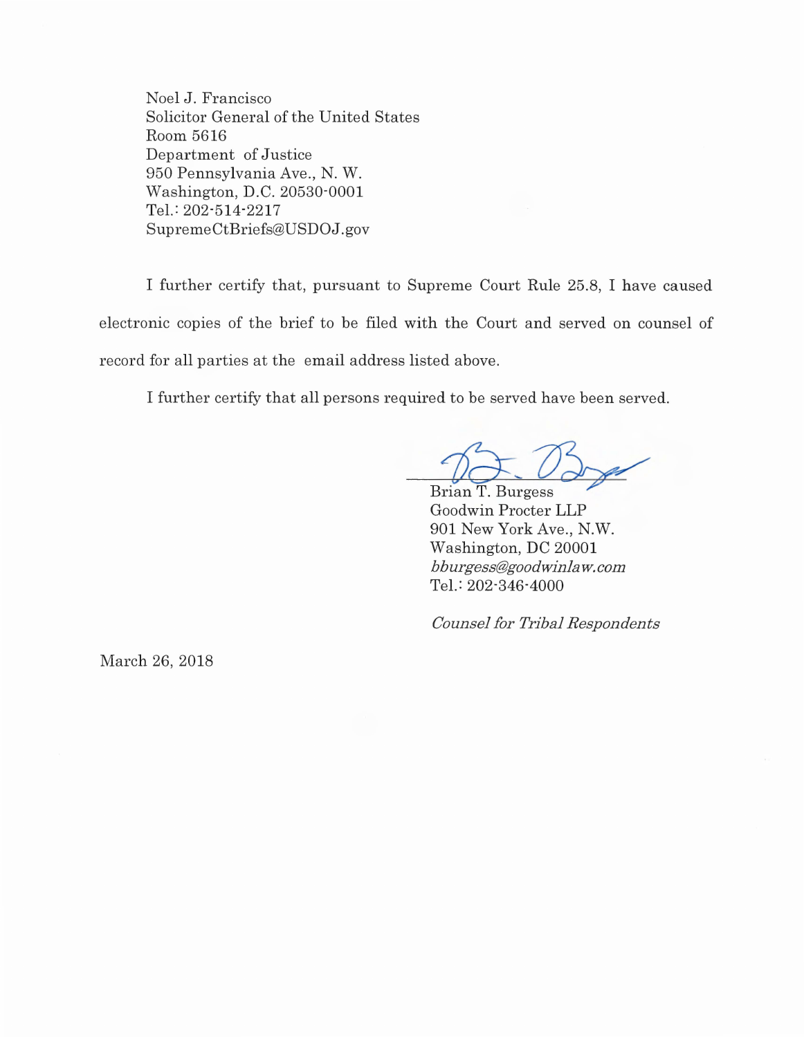Noel J. Francisco
Solicitor General of the United States
Room 5616
Department of Justice
950 Pennsylvania Ave., N. W.
Washington, D.C. 20530-0001
Tel.: 202-514-2217
SupremeCtBriefs@USDOJ.gov

I further certify that, pursuant to Supreme Court Rule 25.8, I have caused electronic copies of the brief to be filed with the Court and served on counsel of record for all parties at the email address listed above.

I further certify that all persons required to be served have been served.

Brian T. Burgess
Goodwin Procter LLP
901 New York Ave., N.W.
Washington, DC 20001
*bburgess@goodwinlaw.com*
Tel.: 202-346-4000

*Counsel for Tribal Respondents*

March 26, 2018